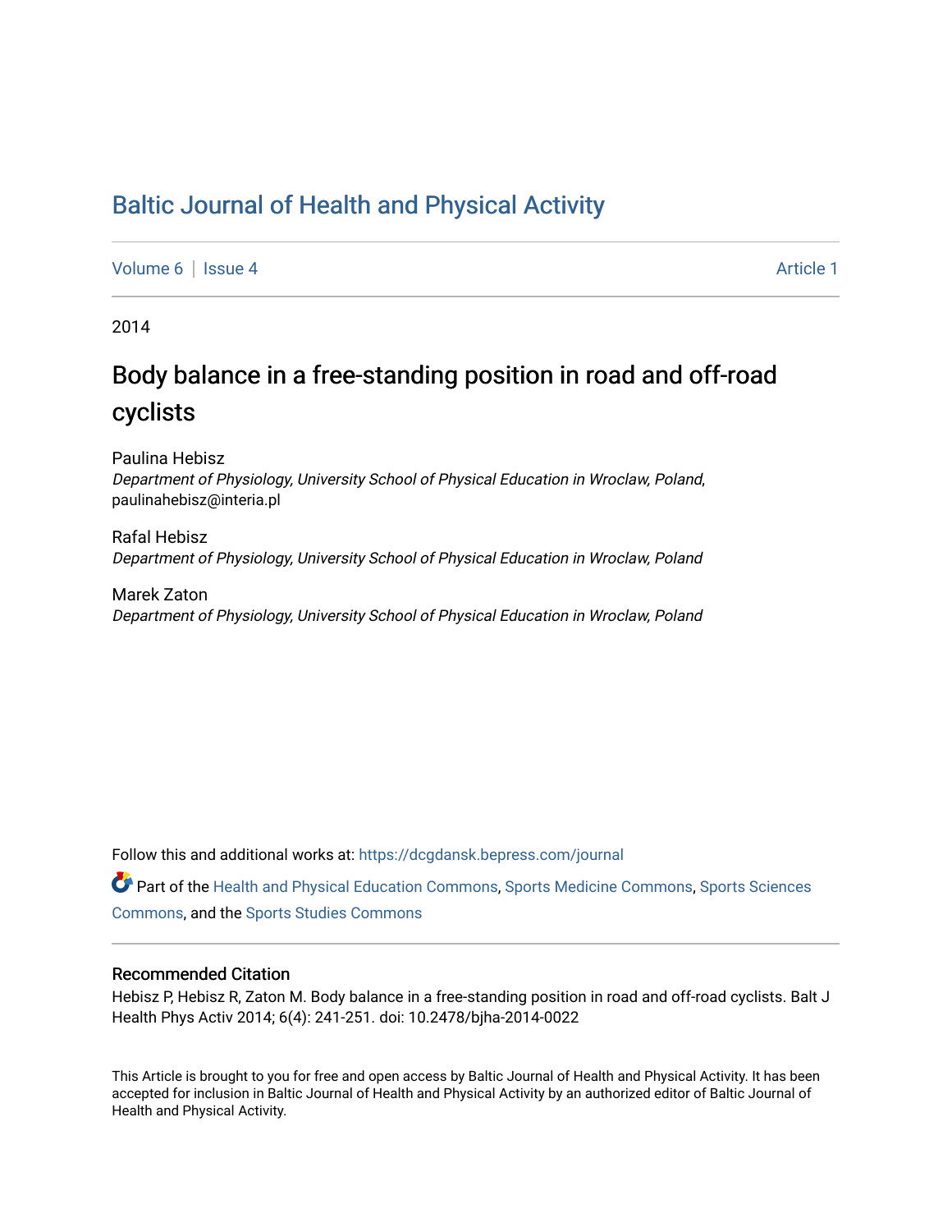# Baltic Journal of Health and Physical Activity

Volume 6 | Issue 4 | Article 1

2014

## Body balance in a free-standing position in road and off-road cyclists

Paulina Hebisz
*Department of Physiology, University School of Physical Education in Wroclaw, Poland*, paulinahebisz@interia.pl

Rafal Hebisz
*Department of Physiology, University School of Physical Education in Wroclaw, Poland*

Marek Zaton
*Department of Physiology, University School of Physical Education in Wroclaw, Poland*

Follow this and additional works at: https://dcgdansk.bepress.com/journal

Part of the Health and Physical Education Commons, Sports Medicine Commons, Sports Sciences Commons, and the Sports Studies Commons

### Recommended Citation

Hebisz P, Hebisz R, Zaton M. Body balance in a free-standing position in road and off-road cyclists. Balt J Health Phys Activ 2014; 6(4): 241-251. doi: 10.2478/bjha-2014-0022

This Article is brought to you for free and open access by Baltic Journal of Health and Physical Activity. It has been accepted for inclusion in Baltic Journal of Health and Physical Activity by an authorized editor of Baltic Journal of Health and Physical Activity.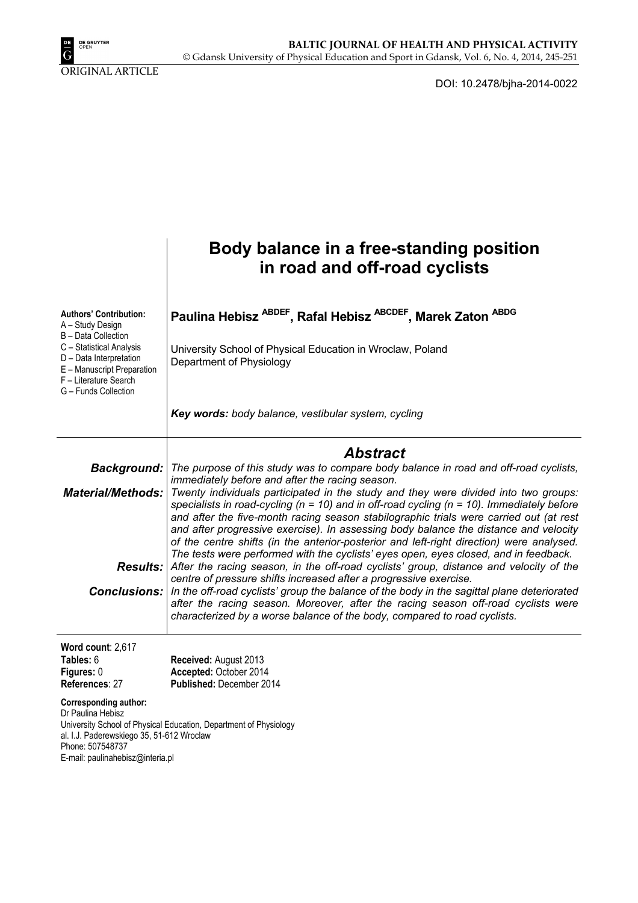ORIGINAL ARTICLE

DOI: 10.2478/bjha-2014-0022

# Body balance in a free-standing position in road and off-road cyclists

**Authors' Contribution:**
A – Study Design
B – Data Collection
C – Statistical Analysis
D – Data Interpretation
E – Manuscript Preparation
F – Literature Search
G – Funds Collection

**Paulina Hebisz [ABDEF], Rafal Hebisz [ABCDEF], Marek Zaton [ABDG]**

University School of Physical Education in Wroclaw, Poland
Department of Physiology

***Key words:*** *body balance, vestibular system, cycling*

## Abstract

***Background:*** *The purpose of this study was to compare body balance in road and off-road cyclists, immediately before and after the racing season.*

***Material/Methods:*** *Twenty individuals participated in the study and they were divided into two groups: specialists in road-cycling (n = 10) and in off-road cycling (n = 10). Immediately before and after the five-month racing season stabilographic trials were carried out (at rest and after progressive exercise). In assessing body balance the distance and velocity of the centre shifts (in the anterior-posterior and left-right direction) were analysed. The tests were performed with the cyclists' eyes open, eyes closed, and in feedback.*

***Results:*** *After the racing season, in the off-road cyclists' group, distance and velocity of the centre of pressure shifts increased after a progressive exercise.*

***Conclusions:*** *In the off-road cyclists' group the balance of the body in the sagittal plane deteriorated after the racing season. Moreover, after the racing season off-road cyclists were characterized by a worse balance of the body, compared to road cyclists.*

**Word count**: 2,617
**Tables:** 6
**Figures:** 0
**References**: 27

**Received:** August 2013
**Accepted:** October 2014
**Published:** December 2014

**Corresponding author:**
Dr Paulina Hebisz
University School of Physical Education, Department of Physiology
al. I.J. Paderewskiego 35, 51-612 Wroclaw
Phone: 507548737
E-mail: paulinahebisz@interia.pl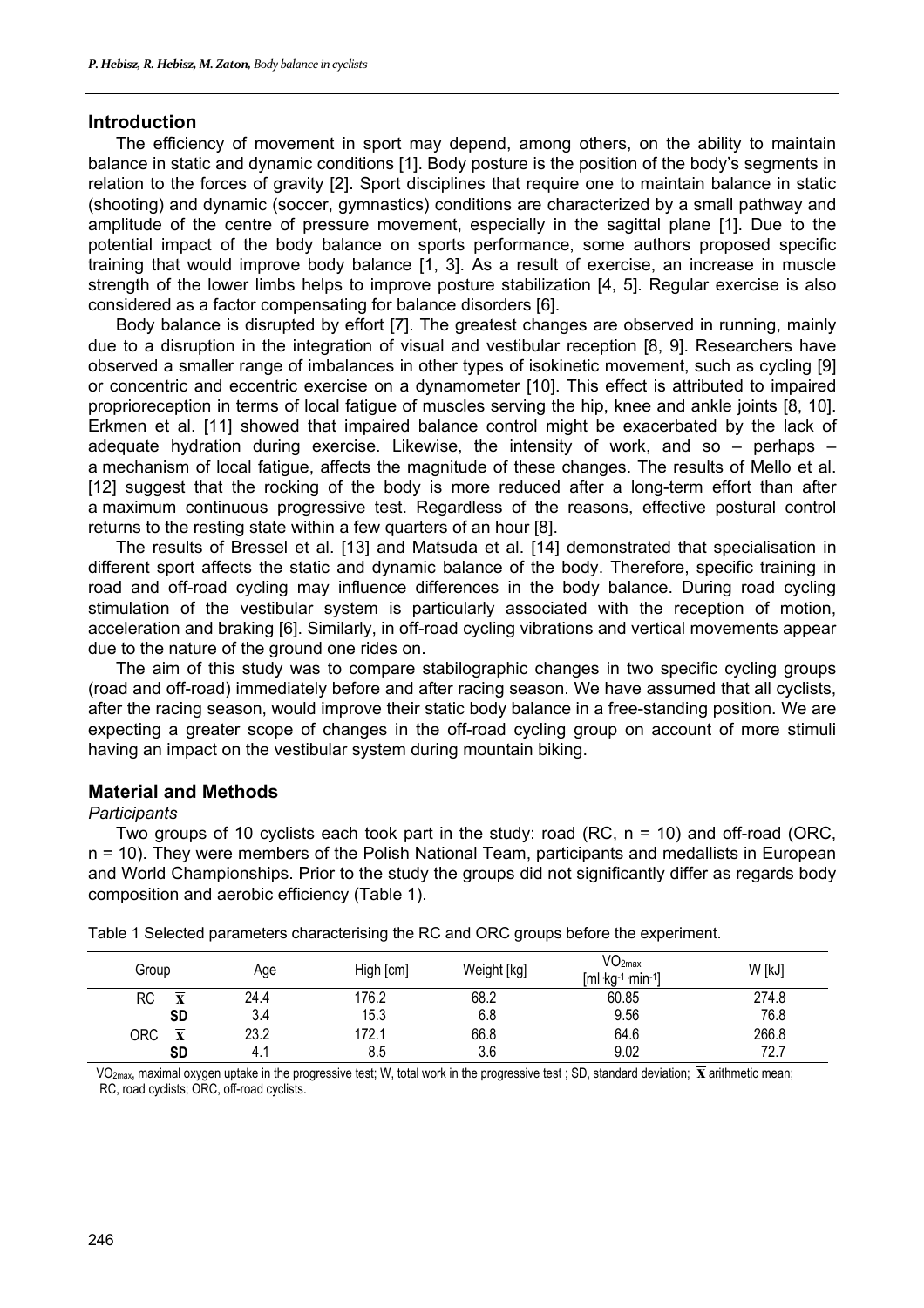## Introduction

The efficiency of movement in sport may depend, among others, on the ability to maintain balance in static and dynamic conditions [1]. Body posture is the position of the body's segments in relation to the forces of gravity [2]. Sport disciplines that require one to maintain balance in static (shooting) and dynamic (soccer, gymnastics) conditions are characterized by a small pathway and amplitude of the centre of pressure movement, especially in the sagittal plane [1]. Due to the potential impact of the body balance on sports performance, some authors proposed specific training that would improve body balance [1, 3]. As a result of exercise, an increase in muscle strength of the lower limbs helps to improve posture stabilization [4, 5]. Regular exercise is also considered as a factor compensating for balance disorders [6].

Body balance is disrupted by effort [7]. The greatest changes are observed in running, mainly due to a disruption in the integration of visual and vestibular reception [8, 9]. Researchers have observed a smaller range of imbalances in other types of isokinetic movement, such as cycling [9] or concentric and eccentric exercise on a dynamometer [10]. This effect is attributed to impaired proprioreception in terms of local fatigue of muscles serving the hip, knee and ankle joints [8, 10]. Erkmen et al. [11] showed that impaired balance control might be exacerbated by the lack of adequate hydration during exercise. Likewise, the intensity of work, and so – perhaps – a mechanism of local fatigue, affects the magnitude of these changes. The results of Mello et al. [12] suggest that the rocking of the body is more reduced after a long-term effort than after a maximum continuous progressive test. Regardless of the reasons, effective postural control returns to the resting state within a few quarters of an hour [8].

The results of Bressel et al. [13] and Matsuda et al. [14] demonstrated that specialisation in different sport affects the static and dynamic balance of the body. Therefore, specific training in road and off-road cycling may influence differences in the body balance. During road cycling stimulation of the vestibular system is particularly associated with the reception of motion, acceleration and braking [6]. Similarly, in off-road cycling vibrations and vertical movements appear due to the nature of the ground one rides on.

The aim of this study was to compare stabilographic changes in two specific cycling groups (road and off-road) immediately before and after racing season. We have assumed that all cyclists, after the racing season, would improve their static body balance in a free-standing position. We are expecting a greater scope of changes in the off-road cycling group on account of more stimuli having an impact on the vestibular system during mountain biking.

## Material and Methods

*Participants*

Two groups of 10 cyclists each took part in the study: road (RC, n = 10) and off-road (ORC, n = 10). They were members of the Polish National Team, participants and medallists in European and World Championships. Prior to the study the groups did not significantly differ as regards body composition and aerobic efficiency (Table 1).

Table 1 Selected parameters characterising the RC and ORC groups before the experiment.

| Group | | Age | High [cm] | Weight [kg] | $VO_{2max}$ [ml·kg$^{-1}$·min$^{-1}$] | W [kJ] |
|---|---|---|---|---|---|---|
| RC | $\overline{x}$ | 24.4 | 176.2 | 68.2 | 60.85 | 274.8 |
| | SD | 3.4 | 15.3 | 6.8 | 9.56 | 76.8 |
| ORC | $\overline{x}$ | 23.2 | 172.1 | 66.8 | 64.6 | 266.8 |
| | SD | 4.1 | 8.5 | 3.6 | 9.02 | 72.7 |

$VO_{2max}$, maximal oxygen uptake in the progressive test; W, total work in the progressive test ; SD, standard deviation; $\overline{x}$ arithmetic mean; RC, road cyclists; ORC, off-road cyclists.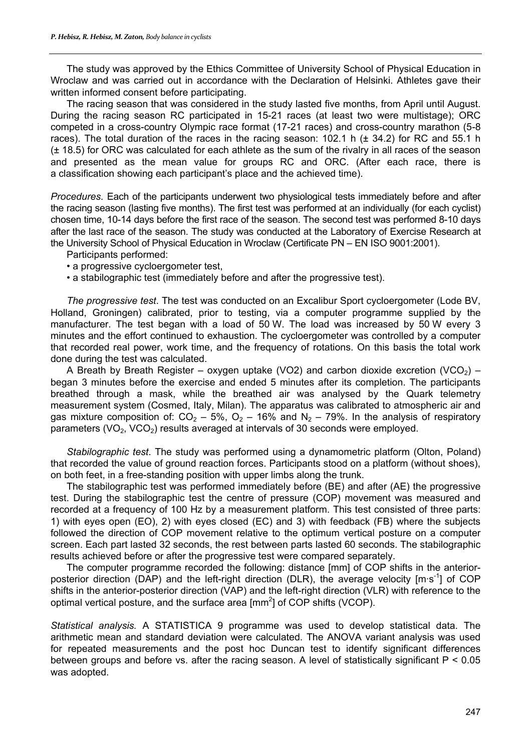The study was approved by the Ethics Committee of University School of Physical Education in Wroclaw and was carried out in accordance with the Declaration of Helsinki. Athletes gave their written informed consent before participating.

The racing season that was considered in the study lasted five months, from April until August. During the racing season RC participated in 15-21 races (at least two were multistage); ORC competed in a cross-country Olympic race format (17-21 races) and cross-country marathon (5-8 races). The total duration of the races in the racing season: 102.1 h (± 34.2) for RC and 55.1 h (± 18.5) for ORC was calculated for each athlete as the sum of the rivalry in all races of the season and presented as the mean value for groups RC and ORC. (After each race, there is a classification showing each participant's place and the achieved time).

*Procedures.* Each of the participants underwent two physiological tests immediately before and after the racing season (lasting five months). The first test was performed at an individually (for each cyclist) chosen time, 10-14 days before the first race of the season. The second test was performed 8-10 days after the last race of the season. The study was conducted at the Laboratory of Exercise Research at the University School of Physical Education in Wroclaw (Certificate PN – EN ISO 9001:2001).

Participants performed:

- a progressive cycloergometer test,
- a stabilographic test (immediately before and after the progressive test).

*The progressive test*. The test was conducted on an Excalibur Sport cycloergometer (Lode BV, Holland, Groningen) calibrated, prior to testing, via a computer programme supplied by the manufacturer. The test began with a load of 50 W. The load was increased by 50 W every 3 minutes and the effort continued to exhaustion. The cycloergometer was controlled by a computer that recorded real power, work time, and the frequency of rotations. On this basis the total work done during the test was calculated.

A Breath by Breath Register – oxygen uptake (VO2) and carbon dioxide excretion ($VCO_2$) – began 3 minutes before the exercise and ended 5 minutes after its completion. The participants breathed through a mask, while the breathed air was analysed by the Quark telemetry measurement system (Cosmed, Italy, Milan). The apparatus was calibrated to atmospheric air and gas mixture composition of: $CO_2$ – 5%, $O_2$ – 16% and $N_2$ – 79%. In the analysis of respiratory parameters ($VO_2$, $VCO_2$) results averaged at intervals of 30 seconds were employed.

*Stabilographic test*. The study was performed using a dynamometric platform (Olton, Poland) that recorded the value of ground reaction forces. Participants stood on a platform (without shoes), on both feet, in a free-standing position with upper limbs along the trunk.

The stabilographic test was performed immediately before (BE) and after (AE) the progressive test. During the stabilographic test the centre of pressure (COP) movement was measured and recorded at a frequency of 100 Hz by a measurement platform. This test consisted of three parts: 1) with eyes open (EO), 2) with eyes closed (EC) and 3) with feedback (FB) where the subjects followed the direction of COP movement relative to the optimum vertical posture on a computer screen. Each part lasted 32 seconds, the rest between parts lasted 60 seconds. The stabilographic results achieved before or after the progressive test were compared separately.

The computer programme recorded the following: distance [mm] of COP shifts in the anterior-posterior direction (DAP) and the left-right direction (DLR), the average velocity [$m \cdot s^{-1}$] of COP shifts in the anterior-posterior direction (VAP) and the left-right direction (VLR) with reference to the optimal vertical posture, and the surface area [$mm^2$] of COP shifts (VCOP).

*Statistical analysis.* A STATISTICA 9 programme was used to develop statistical data. The arithmetic mean and standard deviation were calculated. The ANOVA variant analysis was used for repeated measurements and the post hoc Duncan test to identify significant differences between groups and before vs. after the racing season. A level of statistically significant $P < 0.05$ was adopted.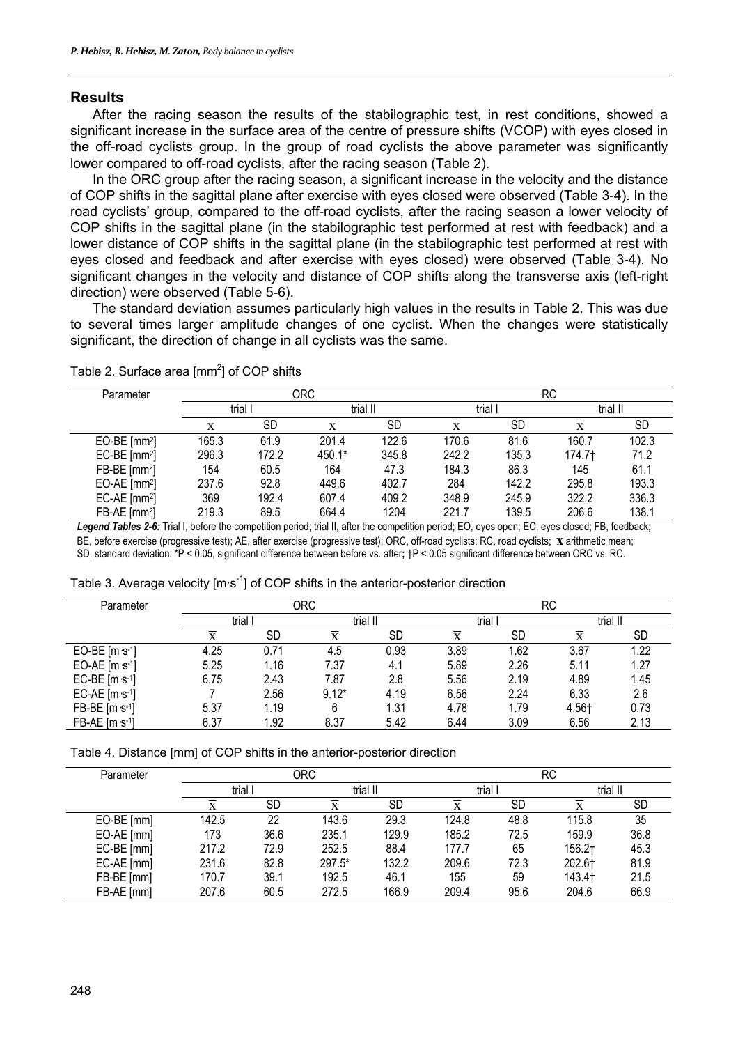## Results

After the racing season the results of the stabilographic test, in rest conditions, showed a significant increase in the surface area of the centre of pressure shifts (VCOP) with eyes closed in the off-road cyclists group. In the group of road cyclists the above parameter was significantly lower compared to off-road cyclists, after the racing season (Table 2).

In the ORC group after the racing season, a significant increase in the velocity and the distance of COP shifts in the sagittal plane after exercise with eyes closed were observed (Table 3-4). In the road cyclists' group, compared to the off-road cyclists, after the racing season a lower velocity of COP shifts in the sagittal plane (in the stabilographic test performed at rest with feedback) and a lower distance of COP shifts in the sagittal plane (in the stabilographic test performed at rest with eyes closed and feedback and after exercise with eyes closed) were observed (Table 3-4). No significant changes in the velocity and distance of COP shifts along the transverse axis (left-right direction) were observed (Table 5-6).

The standard deviation assumes particularly high values in the results in Table 2. This was due to several times larger amplitude changes of one cyclist. When the changes were statistically significant, the direction of change in all cyclists was the same.

Table 2. Surface area [mm$^2$] of COP shifts

| Parameter | ORC | | | | RC | | | |
|---|---|---|---|---|---|---|---|---|
| | trial I | | trial II | | trial I | | trial II | |
| | $\bar{x}$ | SD | $\bar{x}$ | SD | $\bar{x}$ | SD | $\bar{x}$ | SD |
| EO-BE [mm$^2$] | 165.3 | 61.9 | 201.4 | 122.6 | 170.6 | 81.6 | 160.7 | 102.3 |
| EC-BE [mm$^2$] | 296.3 | 172.2 | 450.1* | 345.8 | 242.2 | 135.3 | 174.7† | 71.2 |
| FB-BE [mm$^2$] | 154 | 60.5 | 164 | 47.3 | 184.3 | 86.3 | 145 | 61.1 |
| EO-AE [mm$^2$] | 237.6 | 92.8 | 449.6 | 402.7 | 284 | 142.2 | 295.8 | 193.3 |
| EC-AE [mm$^2$] | 369 | 192.4 | 607.4 | 409.2 | 348.9 | 245.9 | 322.2 | 336.3 |
| FB-AE [mm$^2$] | 219.3 | 89.5 | 664.4 | 1204 | 221.7 | 139.5 | 206.6 | 138.1 |

***Legend Tables 2-6:*** Trial I, before the competition period; trial II, after the competition period; EO, eyes open; EC, eyes closed; FB, feedback; BE, before exercise (progressive test); AE, after exercise (progressive test); ORC, off-road cyclists; RC, road cyclists; $\bar{x}$ arithmetic mean; SD, standard deviation; *P < 0.05, significant difference between before vs. after; †P < 0.05 significant difference between ORC vs. RC.

Table 3. Average velocity [m·s$^{-1}$] of COP shifts in the anterior-posterior direction

| Parameter | ORC | | | | RC | | | |
|---|---|---|---|---|---|---|---|---|
| | trial I | | trial II | | trial I | | trial II | |
| | $\bar{x}$ | SD | $\bar{x}$ | SD | $\bar{x}$ | SD | $\bar{x}$ | SD |
| EO-BE [m·s$^{-1}$] | 4.25 | 0.71 | 4.5 | 0.93 | 3.89 | 1.62 | 3.67 | 1.22 |
| EO-AE [m·s$^{-1}$] | 5.25 | 1.16 | 7.37 | 4.1 | 5.89 | 2.26 | 5.11 | 1.27 |
| EC-BE [m·s$^{-1}$] | 6.75 | 2.43 | 7.87 | 2.8 | 5.56 | 2.19 | 4.89 | 1.45 |
| EC-AE [m·s$^{-1}$] | 7 | 2.56 | 9.12* | 4.19 | 6.56 | 2.24 | 6.33 | 2.6 |
| FB-BE [m·s$^{-1}$] | 5.37 | 1.19 | 6 | 1.31 | 4.78 | 1.79 | 4.56† | 0.73 |
| FB-AE [m·s$^{-1}$] | 6.37 | 1.92 | 8.37 | 5.42 | 6.44 | 3.09 | 6.56 | 2.13 |

Table 4. Distance [mm] of COP shifts in the anterior-posterior direction

| Parameter | ORC | | | | RC | | | |
|---|---|---|---|---|---|---|---|---|
| | trial I | | trial II | | trial I | | trial II | |
| | $\bar{x}$ | SD | $\bar{x}$ | SD | $\bar{x}$ | SD | $\bar{x}$ | SD |
| EO-BE [mm] | 142.5 | 22 | 143.6 | 29.3 | 124.8 | 48.8 | 115.8 | 35 |
| EO-AE [mm] | 173 | 36.6 | 235.1 | 129.9 | 185.2 | 72.5 | 159.9 | 36.8 |
| EC-BE [mm] | 217.2 | 72.9 | 252.5 | 88.4 | 177.7 | 65 | 156.2† | 45.3 |
| EC-AE [mm] | 231.6 | 82.8 | 297.5* | 132.2 | 209.6 | 72.3 | 202.6† | 81.9 |
| FB-BE [mm] | 170.7 | 39.1 | 192.5 | 46.1 | 155 | 59 | 143.4† | 21.5 |
| FB-AE [mm] | 207.6 | 60.5 | 272.5 | 166.9 | 209.4 | 95.6 | 204.6 | 66.9 |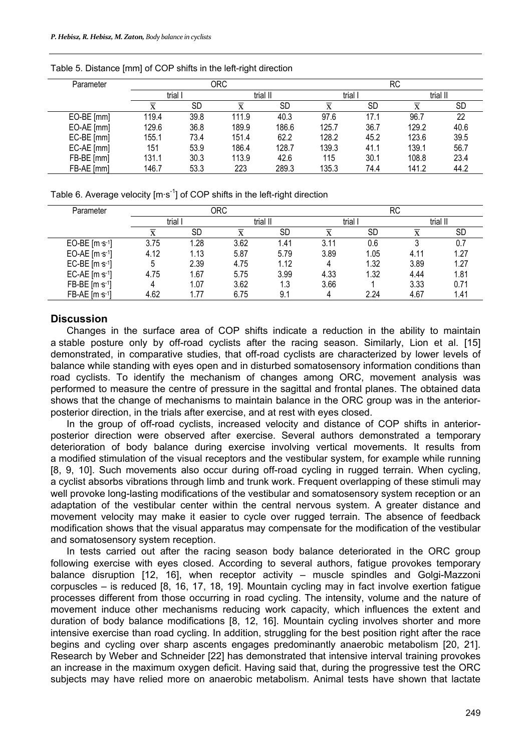Table 5. Distance [mm] of COP shifts in the left-right direction

| Parameter | ORC | | | | RC | | | |
|---|---|---|---|---|---|---|---|---|
| | trial I | | trial II | | trial I | | trial II | |
| | $\bar{x}$ | SD | $\bar{x}$ | SD | $\bar{x}$ | SD | $\bar{x}$ | SD |
| EO-BE [mm] | 119.4 | 39.8 | 111.9 | 40.3 | 97.6 | 17.1 | 96.7 | 22 |
| EO-AE [mm] | 129.6 | 36.8 | 189.9 | 186.6 | 125.7 | 36.7 | 129.2 | 40.6 |
| EC-BE [mm] | 155.1 | 73.4 | 151.4 | 62.2 | 128.2 | 45.2 | 123.6 | 39.5 |
| EC-AE [mm] | 151 | 53.9 | 186.4 | 128.7 | 139.3 | 41.1 | 139.1 | 56.7 |
| FB-BE [mm] | 131.1 | 30.3 | 113.9 | 42.6 | 115 | 30.1 | 108.8 | 23.4 |
| FB-AE [mm] | 146.7 | 53.3 | 223 | 289.3 | 135.3 | 74.4 | 141.2 | 44.2 |

Table 6. Average velocity [$m \cdot s^{-1}$] of COP shifts in the left-right direction

| Parameter | ORC | | | | RC | | | |
|---|---|---|---|---|---|---|---|---|
| | trial I | | trial II | | trial I | | trial II | |
| | $\bar{x}$ | SD | $\bar{x}$ | SD | $\bar{x}$ | SD | $\bar{x}$ | SD |
| EO-BE [$m \cdot s^{-1}$] | 3.75 | 1.28 | 3.62 | 1.41 | 3.11 | 0.6 | 3 | 0.7 |
| EO-AE [$m \cdot s^{-1}$] | 4.12 | 1.13 | 5.87 | 5.79 | 3.89 | 1.05 | 4.11 | 1.27 |
| EC-BE [$m \cdot s^{-1}$] | 5 | 2.39 | 4.75 | 1.12 | 4 | 1.32 | 3.89 | 1.27 |
| EC-AE [$m \cdot s^{-1}$] | 4.75 | 1.67 | 5.75 | 3.99 | 4.33 | 1.32 | 4.44 | 1.81 |
| FB-BE [$m \cdot s^{-1}$] | 4 | 1.07 | 3.62 | 1.3 | 3.66 | 1 | 3.33 | 0.71 |
| FB-AE [$m \cdot s^{-1}$] | 4.62 | 1.77 | 6.75 | 9.1 | 4 | 2.24 | 4.67 | 1.41 |

## Discussion

Changes in the surface area of COP shifts indicate a reduction in the ability to maintain a stable posture only by off-road cyclists after the racing season. Similarly, Lion et al. [15] demonstrated, in comparative studies, that off-road cyclists are characterized by lower levels of balance while standing with eyes open and in disturbed somatosensory information conditions than road cyclists. To identify the mechanism of changes among ORC, movement analysis was performed to measure the centre of pressure in the sagittal and frontal planes. The obtained data shows that the change of mechanisms to maintain balance in the ORC group was in the anterior-posterior direction, in the trials after exercise, and at rest with eyes closed.

In the group of off-road cyclists, increased velocity and distance of COP shifts in anterior-posterior direction were observed after exercise. Several authors demonstrated a temporary deterioration of body balance during exercise involving vertical movements. It results from a modified stimulation of the visual receptors and the vestibular system, for example while running [8, 9, 10]. Such movements also occur during off-road cycling in rugged terrain. When cycling, a cyclist absorbs vibrations through limb and trunk work. Frequent overlapping of these stimuli may well provoke long-lasting modifications of the vestibular and somatosensory system reception or an adaptation of the vestibular center within the central nervous system. A greater distance and movement velocity may make it easier to cycle over rugged terrain. The absence of feedback modification shows that the visual apparatus may compensate for the modification of the vestibular and somatosensory system reception.

In tests carried out after the racing season body balance deteriorated in the ORC group following exercise with eyes closed. According to several authors, fatigue provokes temporary balance disruption [12, 16], when receptor activity – muscle spindles and Golgi-Mazzoni corpuscles – is reduced [8, 16, 17, 18, 19]. Mountain cycling may in fact involve exertion fatigue processes different from those occurring in road cycling. The intensity, volume and the nature of movement induce other mechanisms reducing work capacity, which influences the extent and duration of body balance modifications [8, 12, 16]. Mountain cycling involves shorter and more intensive exercise than road cycling. In addition, struggling for the best position right after the race begins and cycling over sharp ascents engages predominantly anaerobic metabolism [20, 21]. Research by Weber and Schneider [22] has demonstrated that intensive interval training provokes an increase in the maximum oxygen deficit. Having said that, during the progressive test the ORC subjects may have relied more on anaerobic metabolism. Animal tests have shown that lactate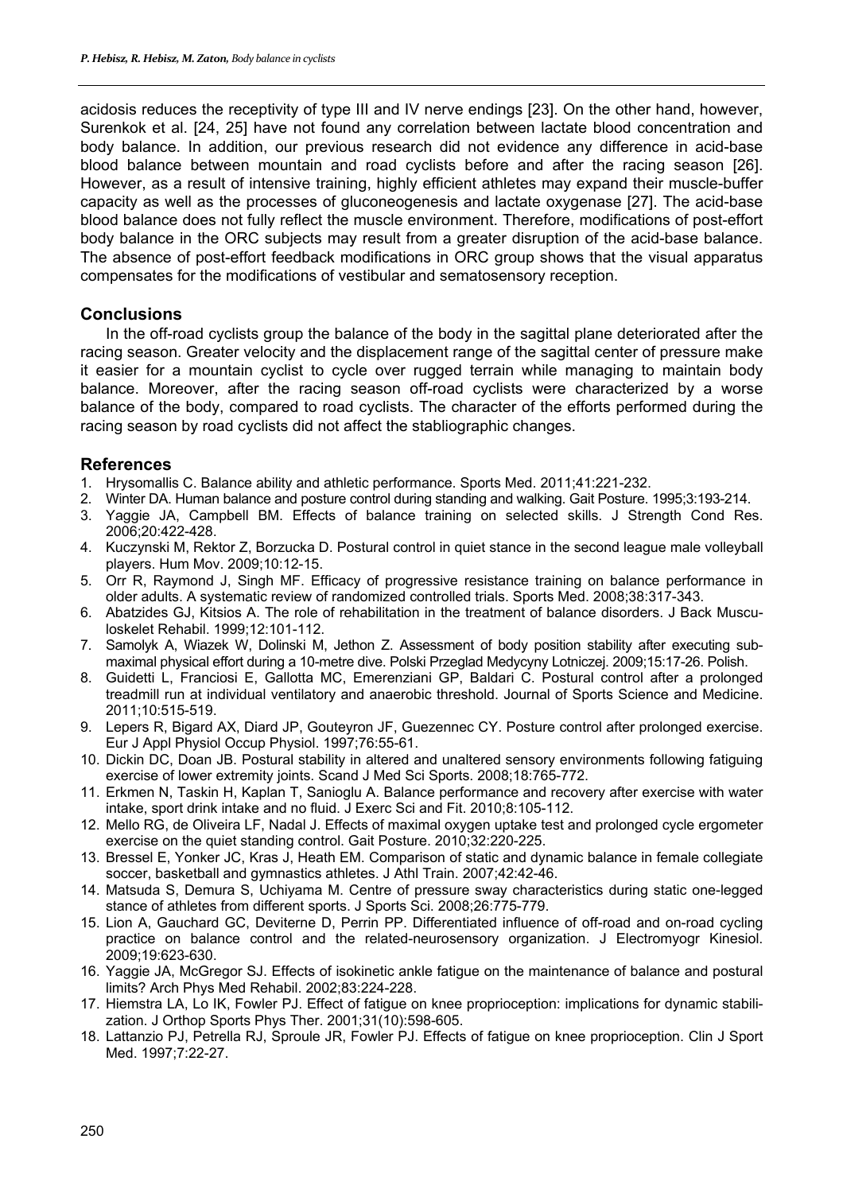acidosis reduces the receptivity of type III and IV nerve endings [23]. On the other hand, however, Surenkok et al. [24, 25] have not found any correlation between lactate blood concentration and body balance. In addition, our previous research did not evidence any difference in acid-base blood balance between mountain and road cyclists before and after the racing season [26]. However, as a result of intensive training, highly efficient athletes may expand their muscle-buffer capacity as well as the processes of gluconeogenesis and lactate oxygenase [27]. The acid-base blood balance does not fully reflect the muscle environment. Therefore, modifications of post-effort body balance in the ORC subjects may result from a greater disruption of the acid-base balance. The absence of post-effort feedback modifications in ORC group shows that the visual apparatus compensates for the modifications of vestibular and sematosensory reception.

## Conclusions

In the off-road cyclists group the balance of the body in the sagittal plane deteriorated after the racing season. Greater velocity and the displacement range of the sagittal center of pressure make it easier for a mountain cyclist to cycle over rugged terrain while managing to maintain body balance. Moreover, after the racing season off-road cyclists were characterized by a worse balance of the body, compared to road cyclists. The character of the efforts performed during the racing season by road cyclists did not affect the stabliographic changes.

## References

1. Hrysomallis C. Balance ability and athletic performance. Sports Med. 2011;41:221-232.
2. Winter DA. Human balance and posture control during standing and walking. Gait Posture. 1995;3:193-214.
3. Yaggie JA, Campbell BM. Effects of balance training on selected skills. J Strength Cond Res. 2006;20:422-428.
4. Kuczynski M, Rektor Z, Borzucka D. Postural control in quiet stance in the second league male volleyball players. Hum Mov. 2009;10:12-15.
5. Orr R, Raymond J, Singh MF. Efficacy of progressive resistance training on balance performance in older adults. A systematic review of randomized controlled trials. Sports Med. 2008;38:317-343.
6. Abatzides GJ, Kitsios A. The role of rehabilitation in the treatment of balance disorders. J Back Musculoskelet Rehabil. 1999;12:101-112.
7. Samolyk A, Wiazek W, Dolinski M, Jethon Z. Assessment of body position stability after executing submaximal physical effort during a 10-metre dive. Polski Przeglad Medycyny Lotniczej. 2009;15:17-26. Polish.
8. Guidetti L, Franciosi E, Gallotta MC, Emerenziani GP, Baldari C. Postural control after a prolonged treadmill run at individual ventilatory and anaerobic threshold. Journal of Sports Science and Medicine. 2011;10:515-519.
9. Lepers R, Bigard AX, Diard JP, Gouteyron JF, Guezennec CY. Posture control after prolonged exercise. Eur J Appl Physiol Occup Physiol. 1997;76:55-61.
10. Dickin DC, Doan JB. Postural stability in altered and unaltered sensory environments following fatiguing exercise of lower extremity joints. Scand J Med Sci Sports. 2008;18:765-772.
11. Erkmen N, Taskin H, Kaplan T, Sanioglu A. Balance performance and recovery after exercise with water intake, sport drink intake and no fluid. J Exerc Sci and Fit. 2010;8:105-112.
12. Mello RG, de Oliveira LF, Nadal J. Effects of maximal oxygen uptake test and prolonged cycle ergometer exercise on the quiet standing control. Gait Posture. 2010;32:220-225.
13. Bressel E, Yonker JC, Kras J, Heath EM. Comparison of static and dynamic balance in female collegiate soccer, basketball and gymnastics athletes. J Athl Train. 2007;42:42-46.
14. Matsuda S, Demura S, Uchiyama M. Centre of pressure sway characteristics during static one-legged stance of athletes from different sports. J Sports Sci. 2008;26:775-779.
15. Lion A, Gauchard GC, Deviterne D, Perrin PP. Differentiated influence of off-road and on-road cycling practice on balance control and the related-neurosensory organization. J Electromyogr Kinesiol. 2009;19:623-630.
16. Yaggie JA, McGregor SJ. Effects of isokinetic ankle fatigue on the maintenance of balance and postural limits? Arch Phys Med Rehabil. 2002;83:224-228.
17. Hiemstra LA, Lo IK, Fowler PJ. Effect of fatigue on knee proprioception: implications for dynamic stabilization. J Orthop Sports Phys Ther. 2001;31(10):598-605.
18. Lattanzio PJ, Petrella RJ, Sproule JR, Fowler PJ. Effects of fatigue on knee proprioception. Clin J Sport Med. 1997;7:22-27.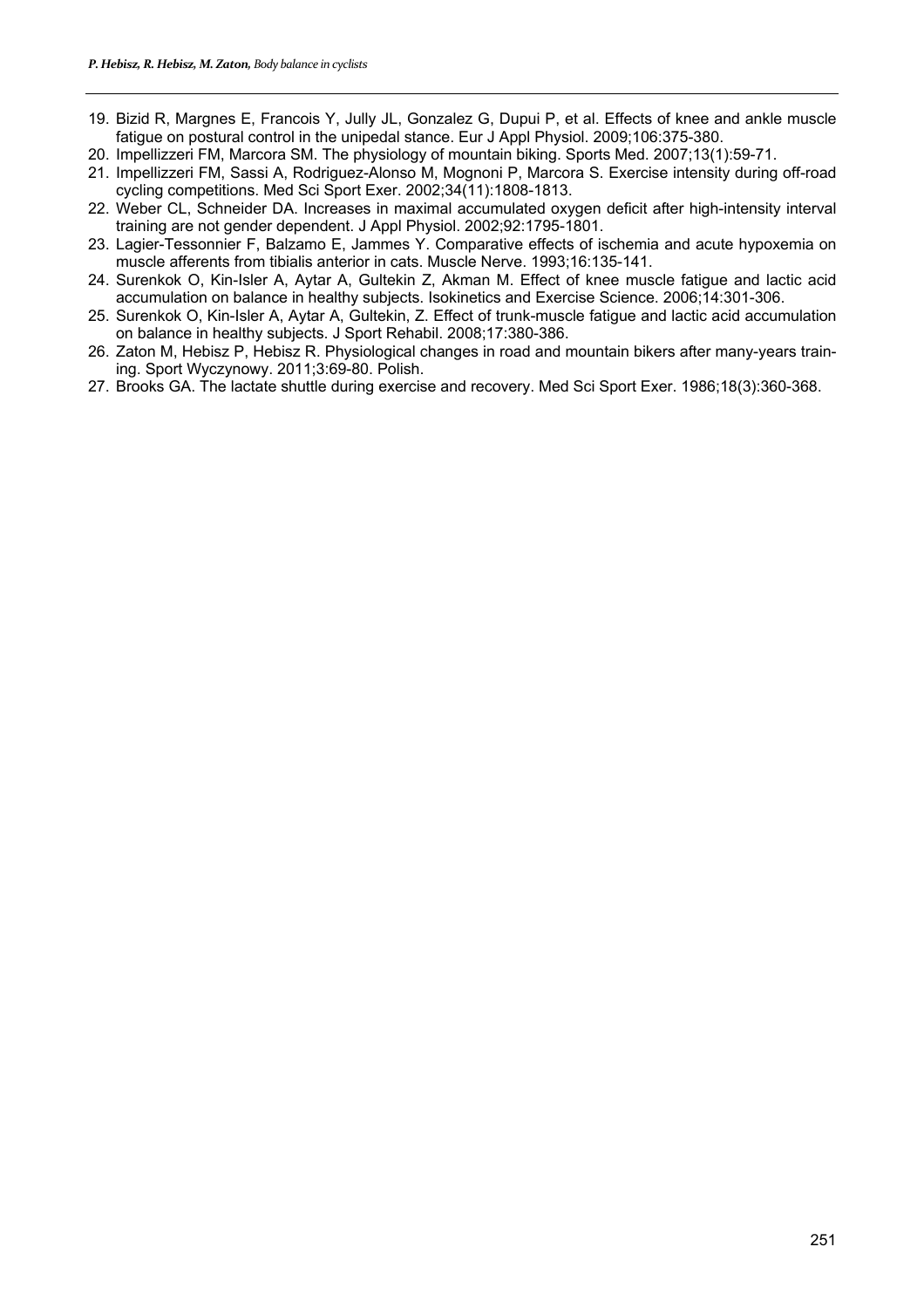19. Bizid R, Margnes E, Francois Y, Jully JL, Gonzalez G, Dupui P, et al. Effects of knee and ankle muscle fatigue on postural control in the unipedal stance. Eur J Appl Physiol. 2009;106:375-380.
20. Impellizzeri FM, Marcora SM. The physiology of mountain biking. Sports Med. 2007;13(1):59-71.
21. Impellizzeri FM, Sassi A, Rodriguez-Alonso M, Mognoni P, Marcora S. Exercise intensity during off-road cycling competitions. Med Sci Sport Exer. 2002;34(11):1808-1813.
22. Weber CL, Schneider DA. Increases in maximal accumulated oxygen deficit after high-intensity interval training are not gender dependent. J Appl Physiol. 2002;92:1795-1801.
23. Lagier-Tessonnier F, Balzamo E, Jammes Y. Comparative effects of ischemia and acute hypoxemia on muscle afferents from tibialis anterior in cats. Muscle Nerve. 1993;16:135-141.
24. Surenkok O, Kin-Isler A, Aytar A, Gultekin Z, Akman M. Effect of knee muscle fatigue and lactic acid accumulation on balance in healthy subjects. Isokinetics and Exercise Science. 2006;14:301-306.
25. Surenkok O, Kin-Isler A, Aytar A, Gultekin, Z. Effect of trunk-muscle fatigue and lactic acid accumulation on balance in healthy subjects. J Sport Rehabil. 2008;17:380-386.
26. Zaton M, Hebisz P, Hebisz R. Physiological changes in road and mountain bikers after many-years training. Sport Wyczynowy. 2011;3:69-80. Polish.
27. Brooks GA. The lactate shuttle during exercise and recovery. Med Sci Sport Exer. 1986;18(3):360-368.